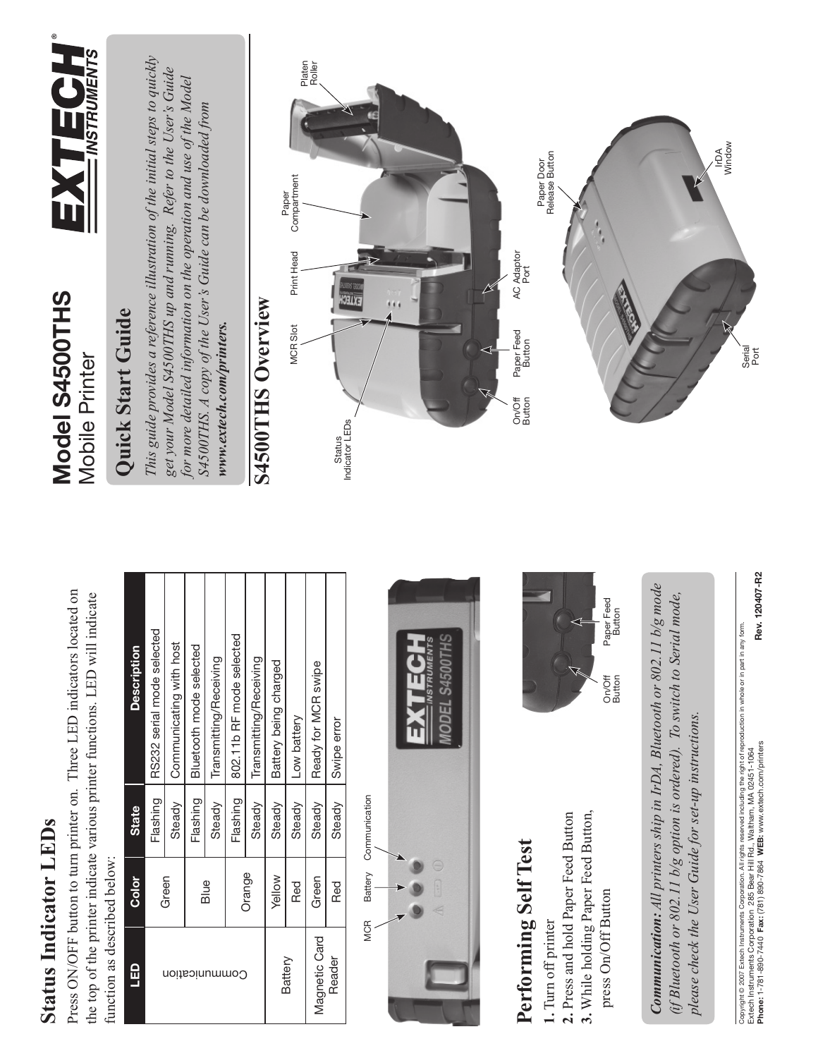# Model S4500THS
Mobile Printer

## Quick Start Guide

*This guide provides a reference illustration of the initial steps to quickly get your Model S4500THS up and running. Refer to the User's Guide for more detailed information on the operation and use of the Model S4500THS. A copy of the User's Guide can be downloaded from* ***www.extech.com/printers.***

## S4500THS Overview

Platen Roller, Paper Compartment, Print Head, MCR Slot, Status Indicator LEDs, On/Off Button, Paper Feed Button, AC Adaptor Port, Paper Door Release Button, IrDA Window, Serial Port

## Status Indicator LEDs

Press ON/OFF button to turn printer on. Three LED indicators located on the top of the printer indicate various printer functions. LED will indicate function as described below:

| LED | Color | State | Description |
|---|---|---|---|
| Communication | Green | Flashing | RS232 serial mode selected |
| | | Steady | Communicating with host |
| | Blue | Flashing | Bluetooth mode selected |
| | | Steady | Transmitting/Receiving |
| | Orange | Flashing | 802.11b RF mode selected |
| | | Steady | Transmitting/Receiving |
| Battery | Yellow | Steady | Battery being charged |
| | Red | Steady | Low battery |
| Magnetic Card Reader | Green | Steady | Ready for MCR swipe |
| | Red | Steady | Swipe error |

MCR, Battery, Communication

## Performing Self Test

**1.** Turn off printer
**2.** Press and hold Paper Feed Button
**3.** While holding Paper Feed Button, press On/Off Button

On/Off Button, Paper Feed Button

***Communication:*** *All printers ship in IrDA, Bluetooth or 802.11 b/g mode (if Bluetooth or 802.11 b/g option is ordered). To switch to Serial mode, please check the User Guide for set-up instructions.*

Copyright © 2007 Extech Instruments Corporation. All rights reserved including the right of reproduction in whole or in part in any form.
Extech Instruments Corporation 285 Bear Hill Rd., Waltham, MA 02451-1064
**Phone:** 1-781-890-7440 **Fax:** (781) 890-7864 **WEB:** www.extech.com/printers

**Rev. 120407-R2**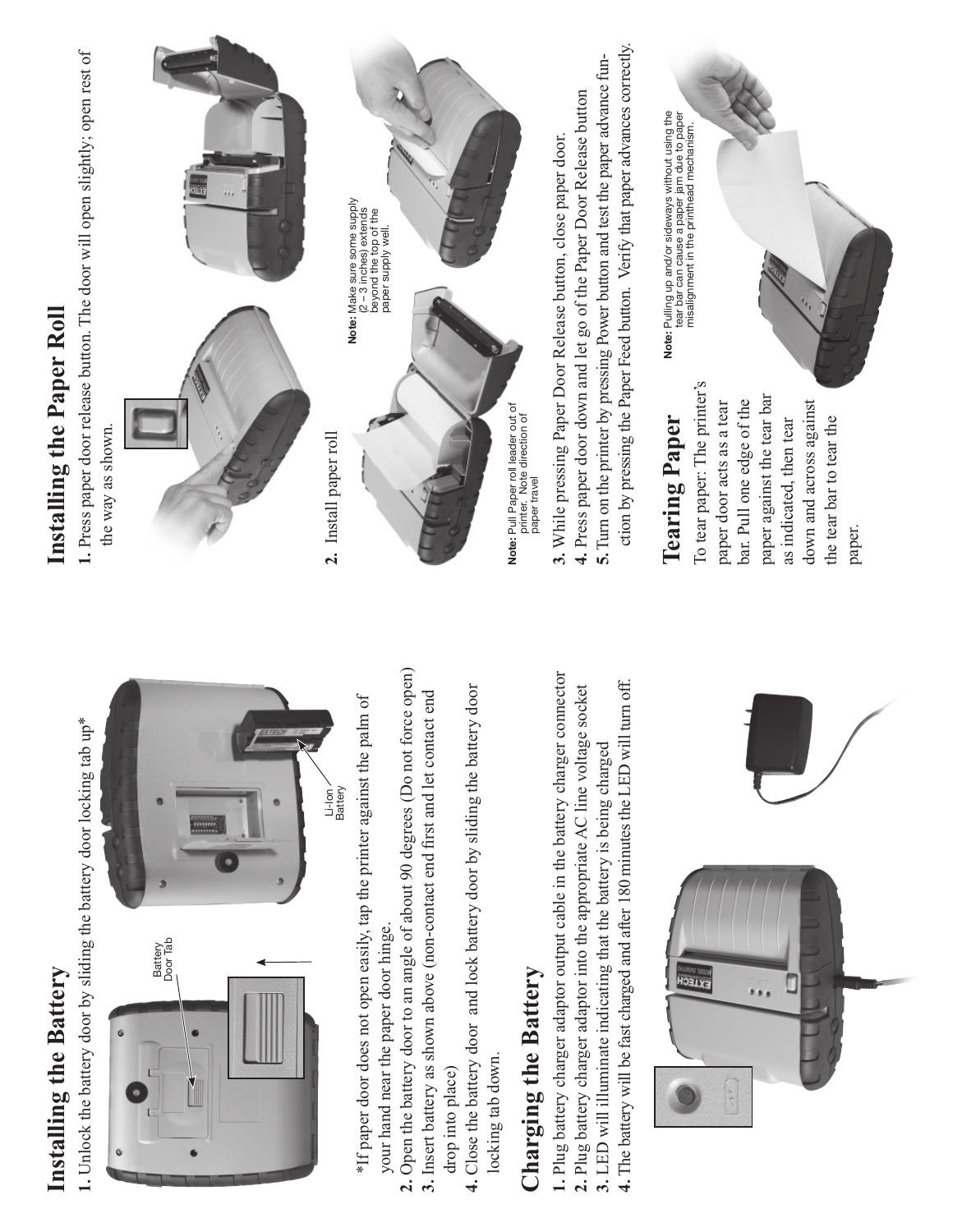# Installing the Battery

**1.** Unlock the battery door by sliding the battery door locking tab up*

Battery Door Tab

Li-Ion Battery

*If paper door does not open easily, tap the printer against the palm of your hand near the paper door hinge.

**2.** Open the battery door to an angle of about 90 degrees (Do not force open)

**3.** Insert battery as shown above (non-contact end first and let contact end drop into place)

**4.** Close the battery door and lock battery door by sliding the battery door locking tab down.

# Charging the Battery

**1.** Plug battery charger adaptor output cable in the battery charger connector

**2.** Plug battery charger adaptor into the appropriate AC line voltage socket

**3.** LED will illuminate indicating that the battery is being charged

**4.** The battery will be fast charged and after 180 minutes the LED will turn off.

# Installing the Paper Roll

**1.** Press paper door release button. The door will open slightly; open rest of the way as shown.

**2.** Install paper roll

**Note:** Pull Paper roll leader out of printer. Note direction of paper travel

**Note:** Make sure some supply (2 – 3 inches) extends beyond the top of the paper supply well.

**3.** While pressing Paper Door Release button, close paper door.

**4.** Press paper door down and let go of the Paper Door Release button

**5.** Turn on the printer by pressing Power button and test the paper advance function by pressing the Paper Feed button. Verify that paper advances correctly.

# Tearing Paper

To tear paper: The printer's paper door acts as a tear bar. Pull one edge of the paper against the tear bar as indicated, then tear down and across against the tear bar to tear the paper.

**Note:** Pulling up and/or sideways without using the tear bar can cause a paper jam due to paper misalignment in the printhead mechanism.